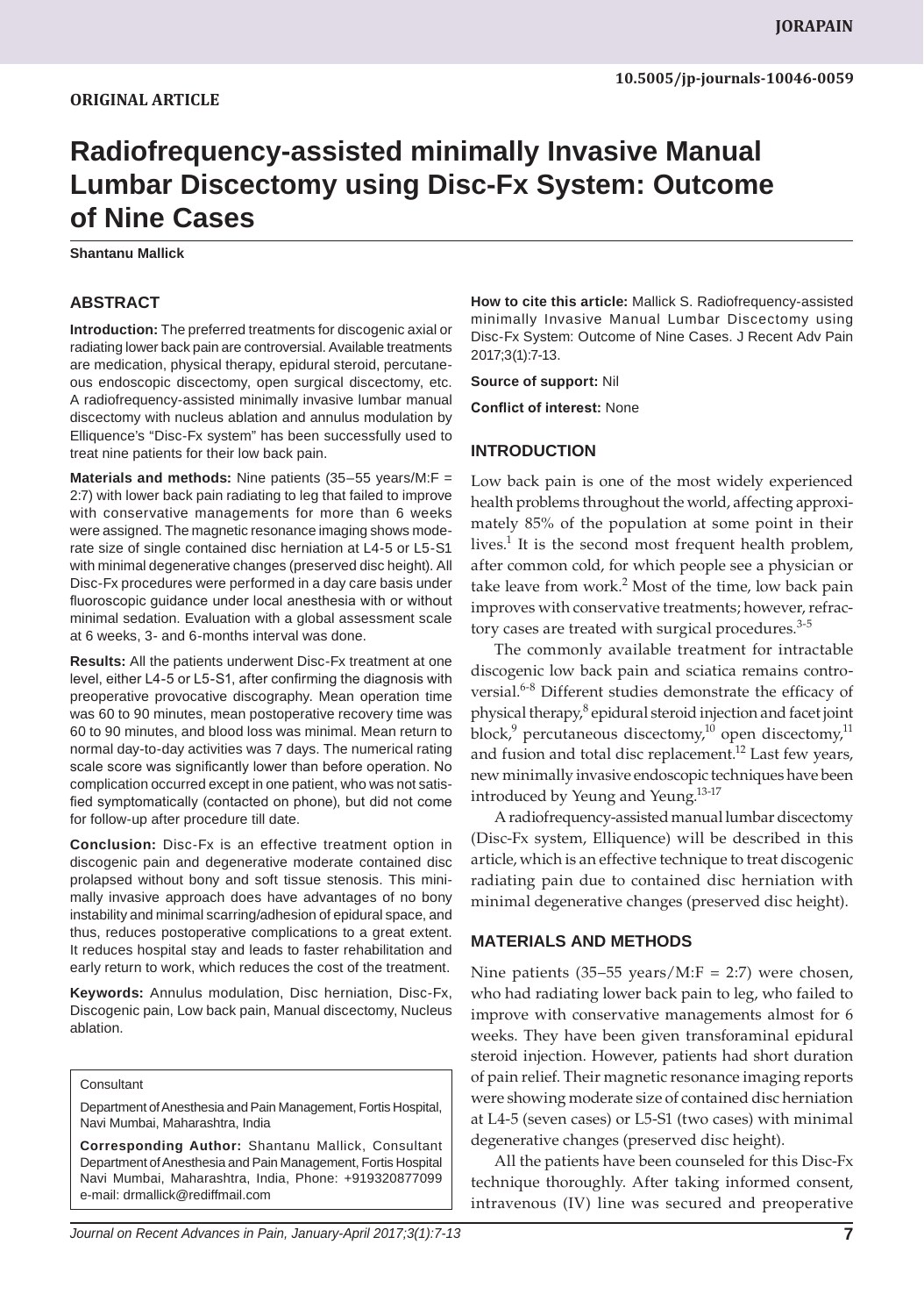**ORIGINAL ARTICLE**

# Radiofrequency-assisted minimally Invasive Manual Lumbar Discectomy using Disc-Fx System: Outcome of Nine Cases

**Shantanu Mallick**

## ABSTRACT

**Introduction:** The preferred treatments for discogenic axial or radiating lower back pain are controversial. Available treatments are medication, physical therapy, epidural steroid, percutaneous endoscopic discectomy, open surgical discectomy, etc. A radiofrequency-assisted minimally invasive lumbar manual discectomy with nucleus ablation and annulus modulation by Elliquence's "Disc-Fx system" has been successfully used to treat nine patients for their low back pain.

**Materials and methods:** Nine patients (35–55 years/M:F = 2:7) with lower back pain radiating to leg that failed to improve with conservative managements for more than 6 weeks were assigned. The magnetic resonance imaging shows moderate size of single contained disc herniation at L4-5 or L5-S1 with minimal degenerative changes (preserved disc height). All Disc-Fx procedures were performed in a day care basis under fluoroscopic guidance under local anesthesia with or without minimal sedation. Evaluation with a global assessment scale at 6 weeks, 3- and 6-months interval was done.

**Results:** All the patients underwent Disc-Fx treatment at one level, either L4-5 or L5-S1, after confirming the diagnosis with preoperative provocative discography. Mean operation time was 60 to 90 minutes, mean postoperative recovery time was 60 to 90 minutes, and blood loss was minimal. Mean return to normal day-to-day activities was 7 days. The numerical rating scale score was significantly lower than before operation. No complication occurred except in one patient, who was not satisfied symptomatically (contacted on phone), but did not come for follow-up after procedure till date.

**Conclusion:** Disc-Fx is an effective treatment option in discogenic pain and degenerative moderate contained disc prolapsed without bony and soft tissue stenosis. This minimally invasive approach does have advantages of no bony instability and minimal scarring/adhesion of epidural space, and thus, reduces postoperative complications to a great extent. It reduces hospital stay and leads to faster rehabilitation and early return to work, which reduces the cost of the treatment.

**Keywords:** Annulus modulation, Disc herniation, Disc-Fx, Discogenic pain, Low back pain, Manual discectomy, Nucleus ablation.

Consultant

Department of Anesthesia and Pain Management, Fortis Hospital, Navi Mumbai, Maharashtra, India

**Corresponding Author:** Shantanu Mallick, Consultant Department of Anesthesia and Pain Management, Fortis Hospital Navi Mumbai, Maharashtra, India, Phone: +919320877099 e-mail: drmallick@rediffmail.com

**How to cite this article:** Mallick S. Radiofrequency-assisted minimally Invasive Manual Lumbar Discectomy using Disc-Fx System: Outcome of Nine Cases. J Recent Adv Pain 2017;3(1):7-13.

**Source of support:** Nil

**Conflict of interest:** None

## INTRODUCTION

Low back pain is one of the most widely experienced health problems throughout the world, affecting approximately 85% of the population at some point in their lives.[1] It is the second most frequent health problem, after common cold, for which people see a physician or take leave from work.[2] Most of the time, low back pain improves with conservative treatments; however, refractory cases are treated with surgical procedures.[3-5]

The commonly available treatment for intractable discogenic low back pain and sciatica remains controversial.[6-8] Different studies demonstrate the efficacy of physical therapy,[8] epidural steroid injection and facet joint block,[9] percutaneous discectomy,[10] open discectomy,[11] and fusion and total disc replacement.[12] Last few years, new minimally invasive endoscopic techniques have been introduced by Yeung and Yeung.[13-17]

A radiofrequency-assisted manual lumbar discectomy (Disc-Fx system, Elliquence) will be described in this article, which is an effective technique to treat discogenic radiating pain due to contained disc herniation with minimal degenerative changes (preserved disc height).

## MATERIALS AND METHODS

Nine patients (35–55 years/M:F = 2:7) were chosen, who had radiating lower back pain to leg, who failed to improve with conservative managements almost for 6 weeks. They have been given transforaminal epidural steroid injection. However, patients had short duration of pain relief. Their magnetic resonance imaging reports were showing moderate size of contained disc herniation at L4-5 (seven cases) or L5-S1 (two cases) with minimal degenerative changes (preserved disc height).

All the patients have been counseled for this Disc-Fx technique thoroughly. After taking informed consent, intravenous (IV) line was secured and preoperative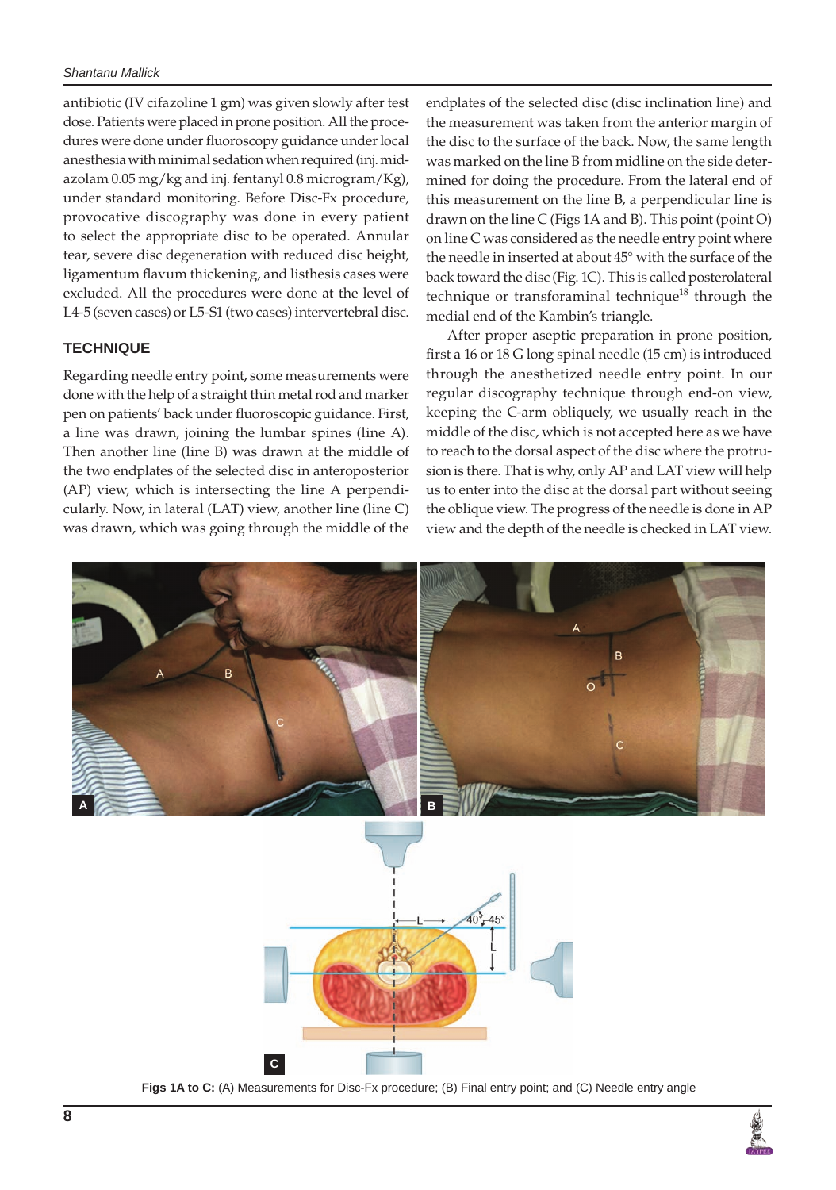antibiotic (IV cifazoline 1 gm) was given slowly after test dose. Patients were placed in prone position. All the procedures were done under fluoroscopy guidance under local anesthesia with minimal sedation when required (inj. midazolam 0.05 mg/kg and inj. fentanyl 0.8 microgram/Kg), under standard monitoring. Before Disc-Fx procedure, provocative discography was done in every patient to select the appropriate disc to be operated. Annular tear, severe disc degeneration with reduced disc height, ligamentum flavum thickening, and listhesis cases were excluded. All the procedures were done at the level of L4-5 (seven cases) or L5-S1 (two cases) intervertebral disc.

## TECHNIQUE

Regarding needle entry point, some measurements were done with the help of a straight thin metal rod and marker pen on patients' back under fluoroscopic guidance. First, a line was drawn, joining the lumbar spines (line A). Then another line (line B) was drawn at the middle of the two endplates of the selected disc in anteroposterior (AP) view, which is intersecting the line A perpendicularly. Now, in lateral (LAT) view, another line (line C) was drawn, which was going through the middle of the endplates of the selected disc (disc inclination line) and the measurement was taken from the anterior margin of the disc to the surface of the back. Now, the same length was marked on the line B from midline on the side determined for doing the procedure. From the lateral end of this measurement on the line B, a perpendicular line is drawn on the line C (Figs 1A and B). This point (point O) on line C was considered as the needle entry point where the needle in inserted at about 45° with the surface of the back toward the disc (Fig. 1C). This is called posterolateral technique or transforaminal technique[18] through the medial end of the Kambin's triangle.

After proper aseptic preparation in prone position, first a 16 or 18 G long spinal needle (15 cm) is introduced through the anesthetized needle entry point. In our regular discography technique through end-on view, keeping the C-arm obliquely, we usually reach in the middle of the disc, which is not accepted here as we have to reach to the dorsal aspect of the disc where the protrusion is there. That is why, only AP and LAT view will help us to enter into the disc at the dorsal part without seeing the oblique view. The progress of the needle is done in AP view and the depth of the needle is checked in LAT view.

**Figs 1A to C:** (A) Measurements for Disc-Fx procedure; (B) Final entry point; and (C) Needle entry angle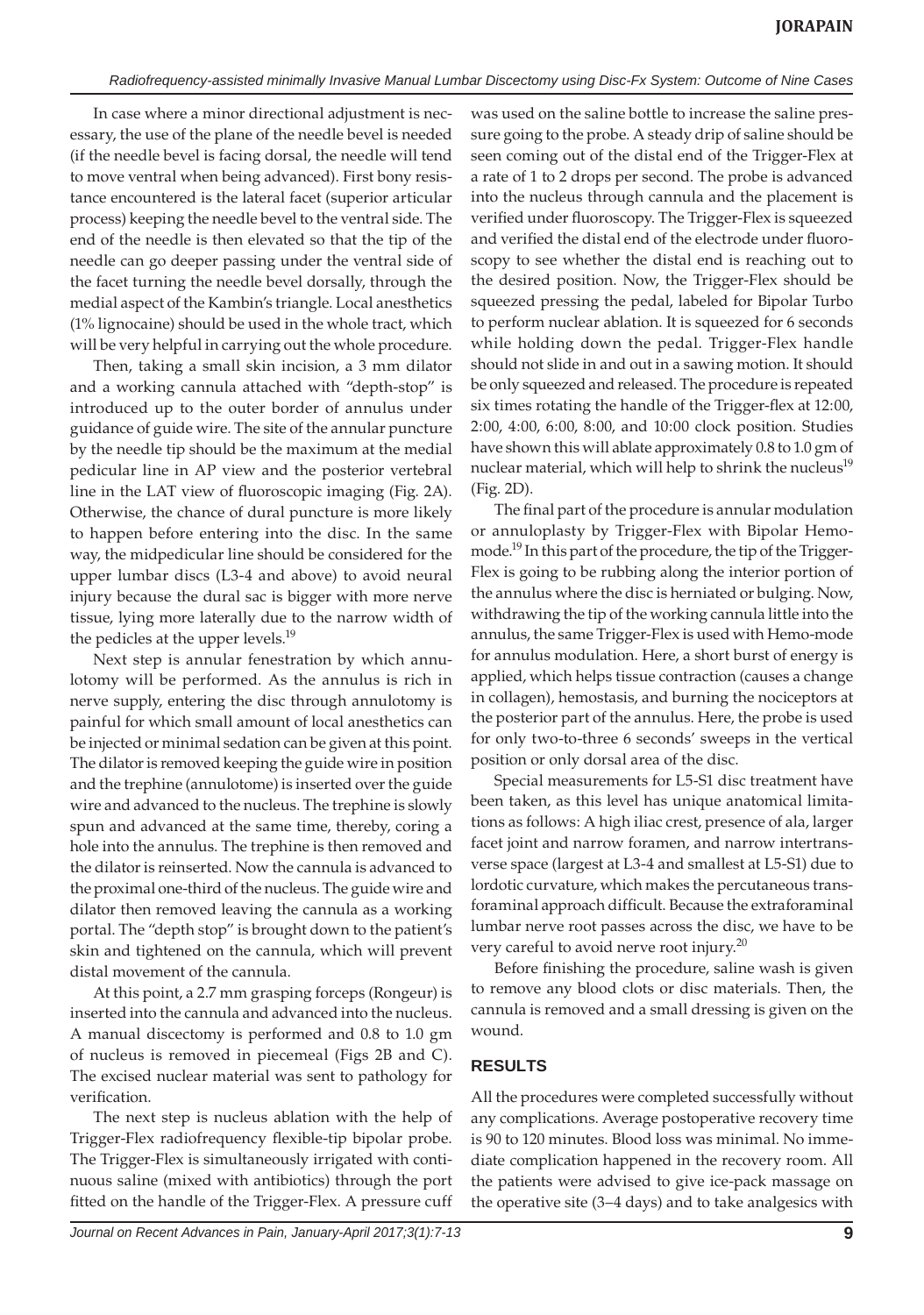In case where a minor directional adjustment is necessary, the use of the plane of the needle bevel is needed (if the needle bevel is facing dorsal, the needle will tend to move more ventral when being advanced). First bony resistance encountered is the lateral facet (superior articular process) keeping the needle bevel to the ventral side. The end of the needle is then elevated so that the tip of the needle can go deeper passing under the ventral side of the facet turning the needle bevel dorsally, through the medial aspect of the Kambin's triangle. Local anesthetics (1% lignocaine) should be used in the whole tract, which will be very helpful in carrying out the whole procedure.

Then, taking a small skin incision, a 3 mm dilator and a working cannula attached with "depth-stop" is introduced up to the outer border of annulus under guidance of guide wire. The site of the annular puncture by the needle tip should be the maximum at the medial pedicular line in AP view and the posterior vertebral line in the LAT view of fluoroscopic imaging (Fig. 2A). Otherwise, the chance of dural puncture is more likely to happen before entering into the disc. In the same way, the midpedicular line should be considered for the upper lumbar discs (L3-4 and above) to avoid neural injury because the dural sac is bigger with more nerve tissue, lying more laterally due to the narrow width of the pedicles at the upper levels.[19]

Next step is annular fenestration by which annulotomy will be performed. As the annulus is rich in nerve supply, entering the disc through annulotomy is painful for which small amount of local anesthetics can be injected or minimal sedation can be given at this point. The dilator is removed keeping the guide wire in position and the trephine (annulotome) is inserted over the guide wire and advanced to the nucleus. The trephine is slowly spun and advanced at the same time, thereby, coring a hole into the annulus. The trephine is then removed and the dilator is reinserted. Now the cannula is advanced to the proximal one-third of the nucleus. The guide wire and dilator then removed leaving the cannula as a working portal. The "depth stop" is brought down to the patient's skin and tightened on the cannula, which will prevent distal movement of the cannula.

At this point, a 2.7 mm grasping forceps (Rongeur) is inserted into the cannula and advanced into the nucleus. A manual discectomy is performed and 0.8 to 1.0 gm of nucleus is removed in piecemeal (Figs 2B and C). The excised nuclear material was sent to pathology for verification.

The next step is nucleus ablation with the help of Trigger-Flex radiofrequency flexible-tip bipolar probe. The Trigger-Flex is simultaneously irrigated with continuous saline (mixed with antibiotics) through the port fitted on the handle of the Trigger-Flex. A pressure cuff was used on the saline bottle to increase the saline pressure going to the probe. A steady drip of saline should be seen coming out of the distal end of the Trigger-Flex at a rate of 1 to 2 drops per second. The probe is advanced into the nucleus through cannula and the placement is verified under fluoroscopy. The Trigger-Flex is squeezed and verified the distal end of the electrode under fluoroscopy to see whether the distal end is reaching out to the desired position. Now, the Trigger-Flex should be squeezed pressing the pedal, labeled for Bipolar Turbo to perform nuclear ablation. It is squeezed for 6 seconds while holding down the pedal. Trigger-Flex handle should not slide in and out in a sawing motion. It should be only squeezed and released. The procedure is repeated six times rotating the handle of the Trigger-flex at 12:00, 2:00, 4:00, 6:00, 8:00, and 10:00 clock position. Studies have shown this will ablate approximately 0.8 to 1.0 gm of nuclear material, which will help to shrink the nucleus[19] (Fig. 2D).

The final part of the procedure is annular modulation or annuloplasty by Trigger-Flex with Bipolar Hemomode.[19] In this part of the procedure, the tip of the Trigger-Flex is going to be rubbing along the interior portion of the annulus where the disc is herniated or bulging. Now, withdrawing the tip of the working cannula little into the annulus, the same Trigger-Flex is used with Hemo-mode for annulus modulation. Here, a short burst of energy is applied, which helps tissue contraction (causes a change in collagen), hemostasis, and burning the nociceptors at the posterior part of the annulus. Here, the probe is used for only two-to-three 6 seconds' sweeps in the vertical position or only dorsal area of the disc.

Special measurements for L5-S1 disc treatment have been taken, as this level has unique anatomical limitations as follows: A high iliac crest, presence of ala, larger facet joint and narrow foramen, and narrow intertransverse space (largest at L3-4 and smallest at L5-S1) due to lordotic curvature, which makes the percutaneous transforaminal approach difficult. Because the extraforaminal lumbar nerve root passes across the disc, we have to be very careful to avoid nerve root injury.[20]

Before finishing the procedure, saline wash is given to remove any blood clots or disc materials. Then, the cannula is removed and a small dressing is given on the wound.

## RESULTS

All the procedures were completed successfully without any complications. Average postoperative recovery time is 90 to 120 minutes. Blood loss was minimal. No immediate complication happened in the recovery room. All the patients were advised to give ice-pack massage on the operative site (3–4 days) and to take analgesics with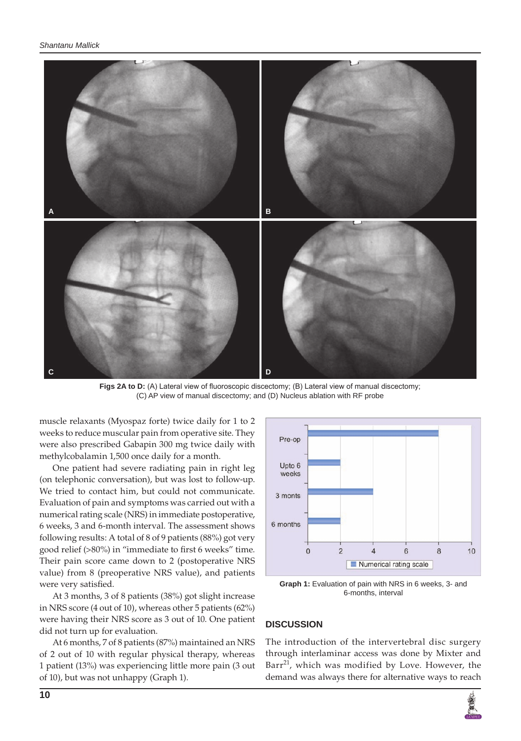Figs 2A to D: (A) Lateral view of fluoroscopic discectomy; (B) Lateral view of manual discectomy; (C) AP view of manual discectomy; and (D) Nucleus ablation with RF probe

muscle relaxants (Myospaz forte) twice daily for 1 to 2 weeks to reduce muscular pain from operative site. They were also prescribed Gabapin 300 mg twice daily with methylcobalamin 1,500 once daily for a month.

One patient had severe radiating pain in right leg (on telephonic conversation), but was lost to follow-up. We tried to contact him, but could not communicate. Evaluation of pain and symptoms was carried out with a numerical rating scale (NRS) in immediate postoperative, 6 weeks, 3 and 6-month interval. The assessment shows following results: A total of 8 of 9 patients (88%) got very good relief (>80%) in "immediate to first 6 weeks" time. Their pain score came down to 2 (postoperative NRS value) from 8 (preoperative NRS value), and patients were very satisfied.

At 3 months, 3 of 8 patients (38%) got slight increase in NRS score (4 out of 10), whereas other 5 patients (62%) were having their NRS score as 3 out of 10. One patient did not turn up for evaluation.

At 6 months, 7 of 8 patients (87%) maintained an NRS of 2 out of 10 with regular physical therapy, whereas 1 patient (13%) was experiencing little more pain (3 out of 10), but was not unhappy (Graph 1).

Graph 1: Evaluation of pain with NRS in 6 weeks, 3- and 6-months, interval

## DISCUSSION

The introduction of the intervertebral disc surgery through interlaminar access was done by Mixter and Barr[21], which was modified by Love. However, the demand was always there for alternative ways to reach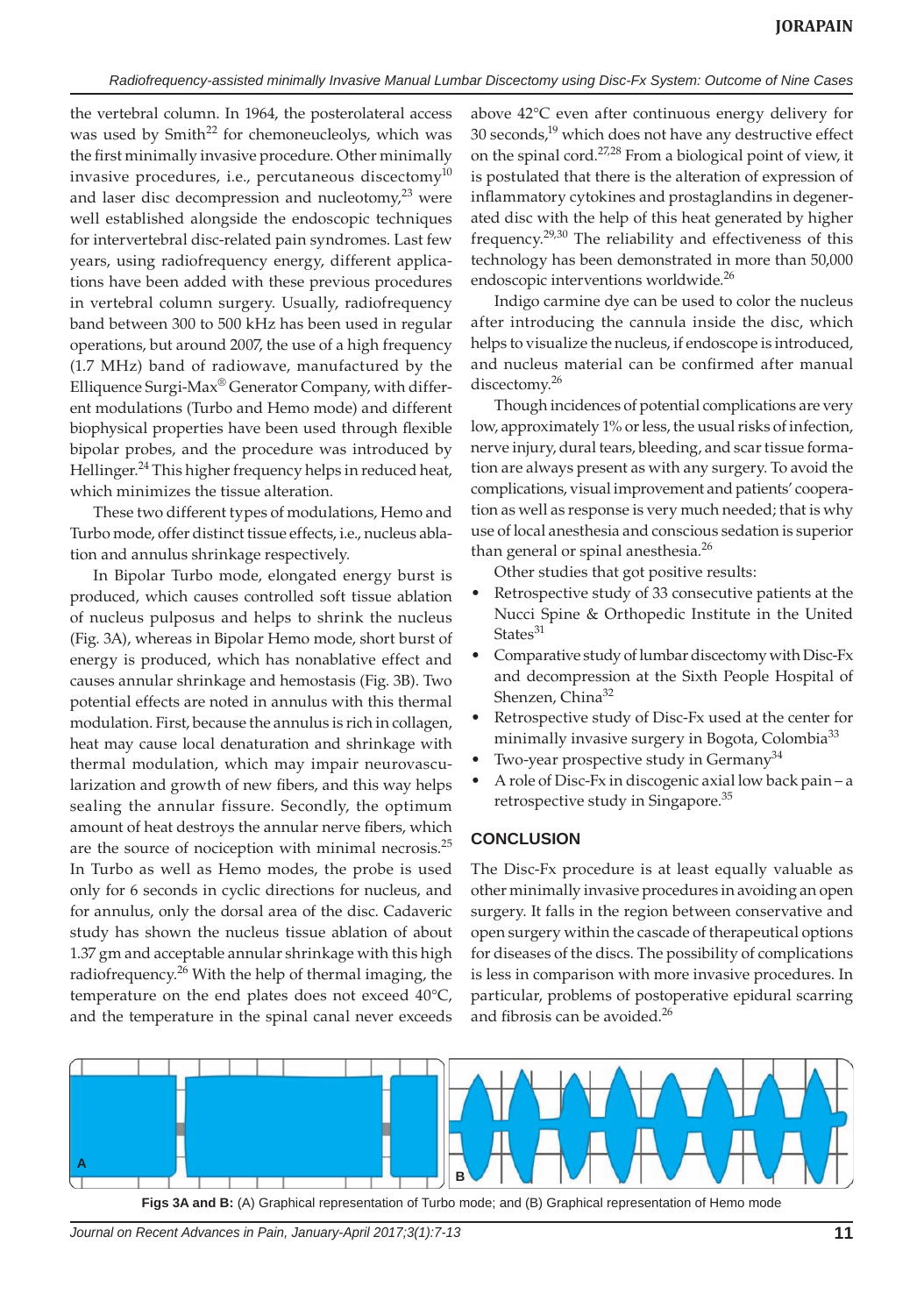the vertebral column. In 1964, the posterolateral access was used by Smith[22] for chemoneucleolys, which was the first minimally invasive procedure. Other minimally invasive procedures, i.e., percutaneous discectomy[10] and laser disc decompression and nucleotomy,[23] were well established alongside the endoscopic techniques for intervertebral disc-related pain syndromes. Last few years, using radiofrequency energy, different applications have been added with these previous procedures in vertebral column surgery. Usually, radiofrequency band between 300 to 500 kHz has been used in regular operations, but around 2007, the use of a high frequency (1.7 MHz) band of radiowave, manufactured by the Elliquence Surgi-Max® Generator Company, with different modulations (Turbo and Hemo mode) and different biophysical properties have been used through flexible bipolar probes, and the procedure was introduced by Hellinger.[24] This higher frequency helps in reduced heat, which minimizes the tissue alteration.

These two different types of modulations, Hemo and Turbo mode, offer distinct tissue effects, i.e., nucleus ablation and annulus shrinkage respectively.

In Bipolar Turbo mode, elongated energy burst is produced, which causes controlled soft tissue ablation of nucleus pulposus and helps to shrink the nucleus (Fig. 3A), whereas in Bipolar Hemo mode, short burst of energy is produced, which has nonablative effect and causes annular shrinkage and hemostasis (Fig. 3B). Two potential effects are noted in annulus with this thermal modulation. First, because the annulus is rich in collagen, heat may cause local denaturation and shrinkage with thermal modulation, which may impair neurovascularization and growth of new fibers, and this way helps sealing the annular fissure. Secondly, the optimum amount of heat destroys the annular nerve fibers, which are the source of nociception with minimal necrosis.[25] In Turbo as well as Hemo modes, the probe is used only for 6 seconds in cyclic directions for nucleus, and for annulus, only the dorsal area of the disc. Cadaveric study has shown the nucleus tissue ablation of about 1.37 gm and acceptable annular shrinkage with this high radiofrequency.[26] With the help of thermal imaging, the temperature on the end plates does not exceed 40°C, and the temperature in the spinal canal never exceeds above 42°C even after continuous energy delivery for 30 seconds,[19] which does not have any destructive effect on the spinal cord.[27,28] From a biological point of view, it is postulated that there is the alteration of expression of inflammatory cytokines and prostaglandins in degenerated disc with the help of this heat generated by higher frequency.[29,30] The reliability and effectiveness of this technology has been demonstrated in more than 50,000 endoscopic interventions worldwide.[26]

Indigo carmine dye can be used to color the nucleus after introducing the cannula inside the disc, which helps to visualize the nucleus, if endoscope is introduced, and nucleus material can be confirmed after manual discectomy.[26]

Though incidences of potential complications are very low, approximately 1% or less, the usual risks of infection, nerve injury, dural tears, bleeding, and scar tissue formation are always present as with any surgery. To avoid the complications, visual improvement and patients' cooperation as well as response is very much needed; that is why use of local anesthesia and conscious sedation is superior than general or spinal anesthesia.[26]

Other studies that got positive results:

- Retrospective study of 33 consecutive patients at the Nucci Spine & Orthopedic Institute in the United States[31]
- Comparative study of lumbar discectomy with Disc-Fx and decompression at the Sixth People Hospital of Shenzen, China[32]
- Retrospective study of Disc-Fx used at the center for minimally invasive surgery in Bogota, Colombia[33]
- Two-year prospective study in Germany[34]
- A role of Disc-Fx in discogenic axial low back pain – a retrospective study in Singapore.[35]

## CONCLUSION

The Disc-Fx procedure is at least equally valuable as other minimally invasive procedures in avoiding an open surgery. It falls in the region between conservative and open surgery within the cascade of therapeutical options for diseases of the discs. The possibility of complications is less in comparison with more invasive procedures. In particular, problems of postoperative epidural scarring and fibrosis can be avoided.[26]

**Figs 3A and B:** (A) Graphical representation of Turbo mode; and (B) Graphical representation of Hemo mode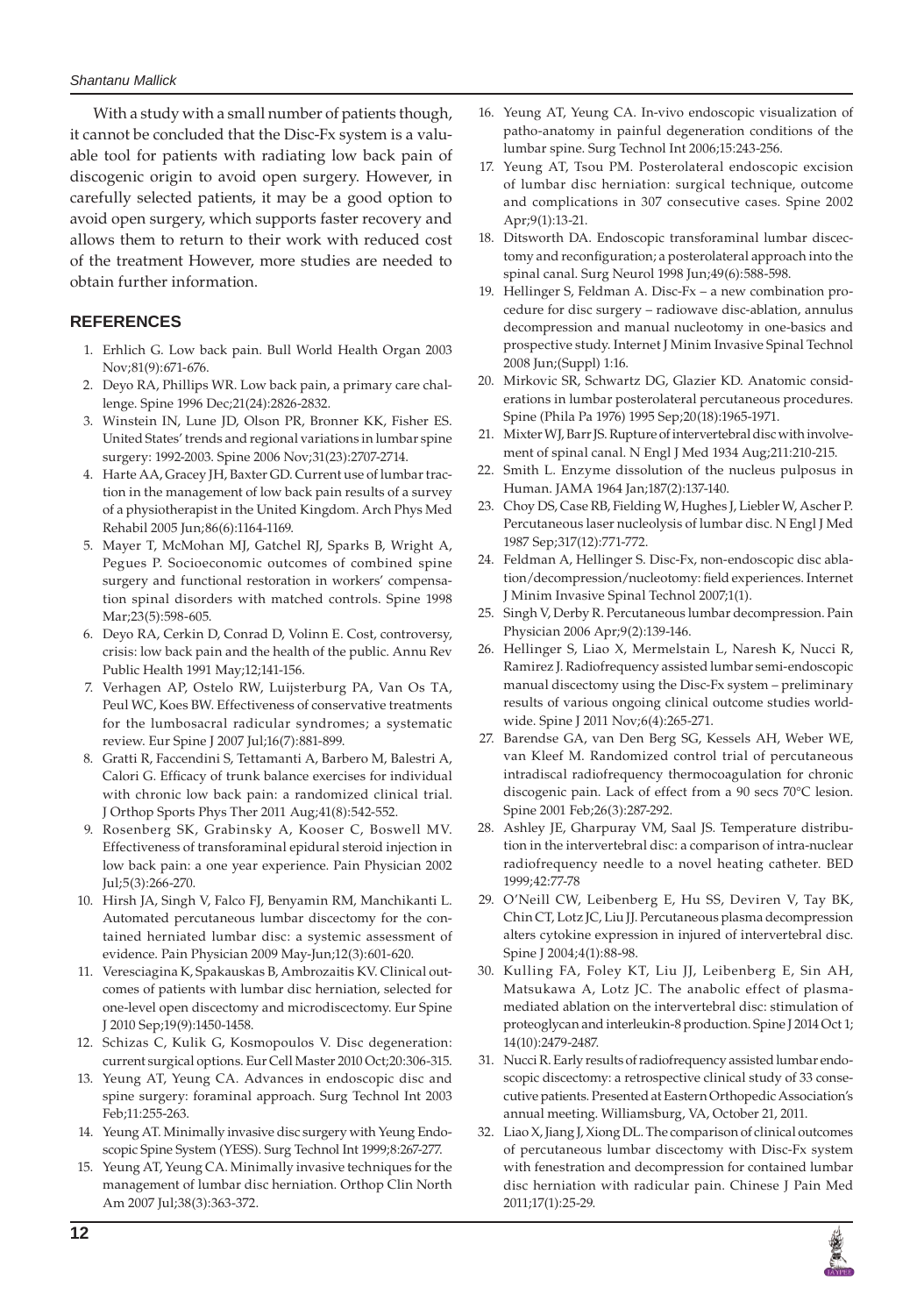With a study with a small number of patients though, it cannot be concluded that the Disc-Fx system is a valuable tool for patients with radiating low back pain of discogenic origin to avoid open surgery. However, in carefully selected patients, it may be a good option to avoid open surgery, which supports faster recovery and allows them to return to their work with reduced cost of the treatment However, more studies are needed to obtain further information.

## REFERENCES

1. Erhlich G. Low back pain. Bull World Health Organ 2003 Nov;81(9):671-676.
2. Deyo RA, Phillips WR. Low back pain, a primary care challenge. Spine 1996 Dec;21(24):2826-2832.
3. Winstein IN, Lune JD, Olson PR, Bronner KK, Fisher ES. United States' trends and regional variations in lumbar spine surgery: 1992-2003. Spine 2006 Nov;31(23):2707-2714.
4. Harte AA, Gracey JH, Baxter GD. Current use of lumbar traction in the management of low back pain results of a survey of a physiotherapist in the United Kingdom. Arch Phys Med Rehabil 2005 Jun;86(6):1164-1169.
5. Mayer T, McMohan MJ, Gatchel RJ, Sparks B, Wright A, Pegues P. Socioeconomic outcomes of combined spine surgery and functional restoration in workers' compensation spinal disorders with matched controls. Spine 1998 Mar;23(5):598-605.
6. Deyo RA, Cerkin D, Conrad D, Volinn E. Cost, controversy, crisis: low back pain and the health of the public. Annu Rev Public Health 1991 May;12;141-156.
7. Verhagen AP, Ostelo RW, Luijsterburg PA, Van Os TA, Peul WC, Koes BW. Effectiveness of conservative treatments for the lumbosacral radicular syndromes; a systematic review. Eur Spine J 2007 Jul;16(7):881-899.
8. Gratti R, Faccendini S, Tettamanti A, Barbero M, Balestri A, Calori G. Efficacy of trunk balance exercises for individual with chronic low back pain: a randomized clinical trial. J Orthop Sports Phys Ther 2011 Aug;41(8):542-552.
9. Rosenberg SK, Grabinsky A, Kooser C, Boswell MV. Effectiveness of transforaminal epidural steroid injection in low back pain: a one year experience. Pain Physician 2002 Jul;5(3):266-270.
10. Hirsh JA, Singh V, Falco FJ, Benyamin RM, Manchikanti L. Automated percutaneous lumbar discectomy for the contained herniated lumbar disc: a systemic assessment of evidence. Pain Physician 2009 May-Jun;12(3):601-620.
11. Veresciagina K, Spakauskas B, Ambrozaitis KV. Clinical outcomes of patients with lumbar disc herniation, selected for one-level open discectomy and microdiscectomy. Eur Spine J 2010 Sep;19(9):1450-1458.
12. Schizas C, Kulik G, Kosmopoulos V. Disc degeneration: current surgical options. Eur Cell Master 2010 Oct;20:306-315.
13. Yeung AT, Yeung CA. Advances in endoscopic disc and spine surgery: foraminal approach. Surg Technol Int 2003 Feb;11:255-263.
14. Yeung AT. Minimally invasive disc surgery with Yeung Endoscopic Spine System (YESS). Surg Technol Int 1999;8:267-277.
15. Yeung AT, Yeung CA. Minimally invasive techniques for the management of lumbar disc herniation. Orthop Clin North Am 2007 Jul;38(3):363-372.
16. Yeung AT, Yeung CA. In-vivo endoscopic visualization of patho-anatomy in painful degeneration conditions of the lumbar spine. Surg Technol Int 2006;15:243-256.
17. Yeung AT, Tsou PM. Posterolateral endoscopic excision of lumbar disc herniation: surgical technique, outcome and complications in 307 consecutive cases. Spine 2002 Apr;9(1):13-21.
18. Ditsworth DA. Endoscopic transforaminal lumbar discectomy and reconfiguration; a posterolateral approach into the spinal canal. Surg Neurol 1998 Jun;49(6):588-598.
19. Hellinger S, Feldman A. Disc-Fx – a new combination procedure for disc surgery – radiowave disc-ablation, annulus decompression and manual nucleotomy in one-basics and prospective study. Internet J Minim Invasive Spinal Technol 2008 Jun;(Suppl) 1:16.
20. Mirkovic SR, Schwartz DG, Glazier KD. Anatomic considerations in lumbar posterolateral percutaneous procedures. Spine (Phila Pa 1976) 1995 Sep;20(18):1965-1971.
21. Mixter WJ, Barr JS. Rupture of intervertebral disc with involvement of spinal canal. N Engl J Med 1934 Aug;211:210-215.
22. Smith L. Enzyme dissolution of the nucleus pulposus in Human. JAMA 1964 Jan;187(2):137-140.
23. Choy DS, Case RB, Fielding W, Hughes J, Liebler W, Ascher P. Percutaneous laser nucleolysis of lumbar disc. N Engl J Med 1987 Sep;317(12):771-772.
24. Feldman A, Hellinger S. Disc-Fx, non-endoscopic disc ablation/decompression/nucleotomy: field experiences. Internet J Minim Invasive Spinal Technol 2007;1(1).
25. Singh V, Derby R. Percutaneous lumbar decompression. Pain Physician 2006 Apr;9(2):139-146.
26. Hellinger S, Liao X, Mermelstain L, Naresh K, Nucci R, Ramirez J. Radiofrequency assisted lumbar semi-endoscopic manual discectomy using the Disc-Fx system – preliminary results of various ongoing clinical outcome studies worldwide. Spine J 2011 Nov;6(4):265-271.
27. Barendse GA, van Den Berg SG, Kessels AH, Weber WE, van Kleef M. Randomized control trial of percutaneous intradiscal radiofrequency thermocoagulation for chronic discogenic pain. Lack of effect from a 90 secs 70°C lesion. Spine 2001 Feb;26(3):287-292.
28. Ashley JE, Gharpuray VM, Saal JS. Temperature distribution in the intervertebral disc: a comparison of intra-nuclear radiofrequency needle to a novel heating catheter. BED 1999;42:77-78
29. O'Neill CW, Leibenberg E, Hu SS, Deviren V, Tay BK, Chin CT, Lotz JC, Liu JJ. Percutaneous plasma decompression alters cytokine expression in injured of intervertebral disc. Spine J 2004;4(1):88-98.
30. Kulling FA, Foley KT, Liu JJ, Leibenberg E, Sin AH, Matsukawa A, Lotz JC. The anabolic effect of plasma-mediated ablation on the intervertebral disc: stimulation of proteoglycan and interleukin-8 production. Spine J 2014 Oct 1; 14(10):2479-2487.
31. Nucci R. Early results of radiofrequency assisted lumbar endoscopic discectomy: a retrospective clinical study of 33 consecutive patients. Presented at Eastern Orthopedic Association's annual meeting. Williamsburg, VA, October 21, 2011.
32. Liao X, Jiang J, Xiong DL. The comparison of clinical outcomes of percutaneous lumbar discectomy with Disc-Fx system with fenestration and decompression for contained lumbar disc herniation with radicular pain. Chinese J Pain Med 2011;17(1):25-29.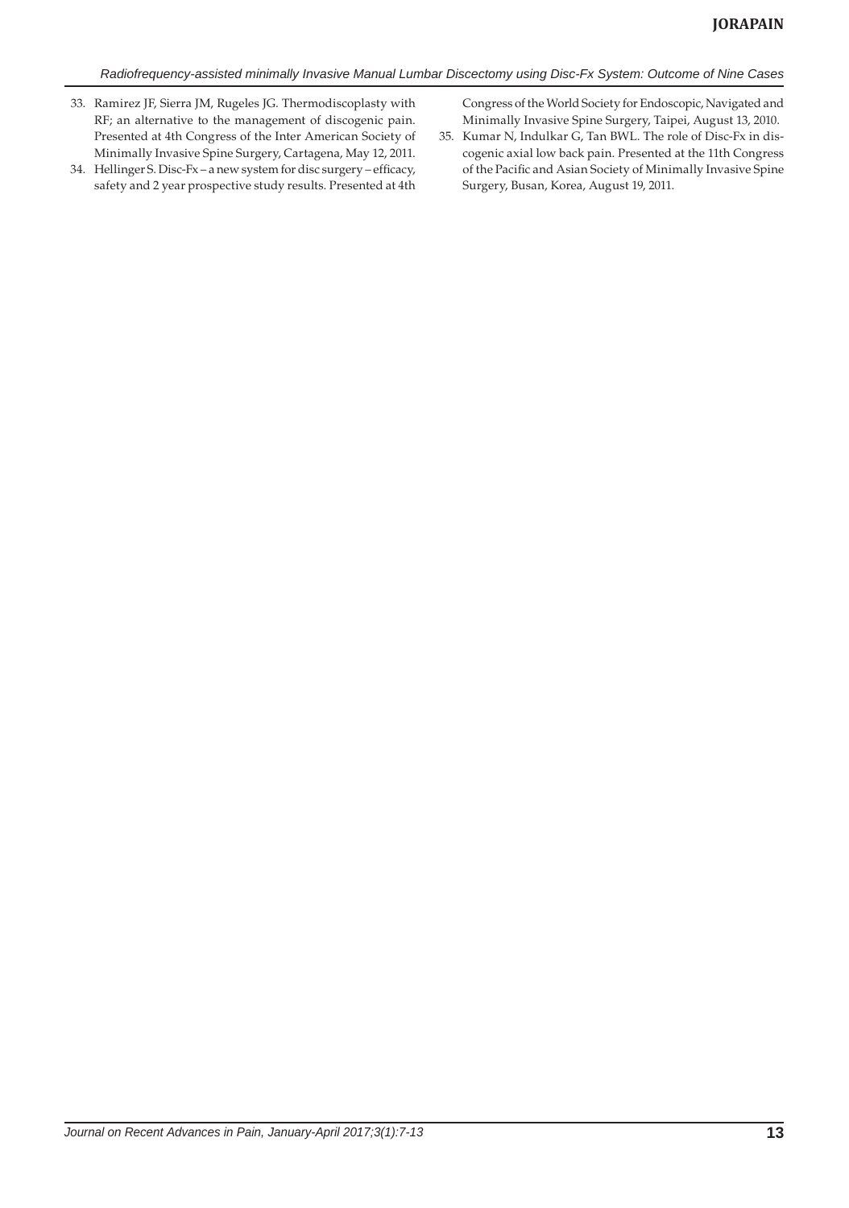33. Ramirez JF, Sierra JM, Rugeles JG. Thermodiscoplasty with RF; an alternative to the management of discogenic pain. Presented at 4th Congress of the Inter American Society of Minimally Invasive Spine Surgery, Cartagena, May 12, 2011.
34. Hellinger S. Disc-Fx – a new system for disc surgery – efficacy, safety and 2 year prospective study results. Presented at 4th Congress of the World Society for Endoscopic, Navigated and Minimally Invasive Spine Surgery, Taipei, August 13, 2010.
35. Kumar N, Indulkar G, Tan BWL. The role of Disc-Fx in discogenic axial low back pain. Presented at the 11th Congress of the Pacific and Asian Society of Minimally Invasive Spine Surgery, Busan, Korea, August 19, 2011.